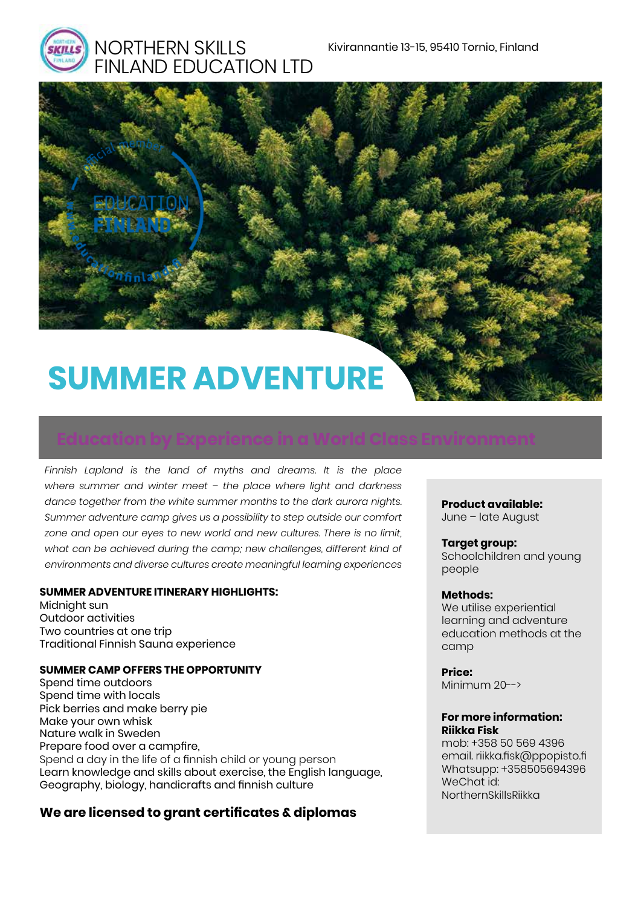# NORTHERN SKILLS FINLAND EDUCATION LTD

Kivirannantie 13-15, 95410 Tornio, Finland

# SUMMER ADVENTURE

## Education by Experience in a World Class Environment

*Finnish Lapland is the land of myths and dreams. It is the place where summer and winter meet – the place where light and darkness dance together from the white summer months to the dark aurora nights. Summer adventure camp gives us a possibility to step outside our comfort zone and open our eyes to new world and new cultures. There is no limit, what can be achieved during the camp; new challenges, different kind of environments and diverse cultures create meaningful learning experiences*

**SUMMER ADVENTURE ITINERARY HIGHLIGHTS:**

Midnight sun
Outdoor activities
Two countries at one trip
Traditional Finnish Sauna experience

**SUMMER CAMP OFFERS THE OPPORTUNITY**

Spend time outdoors
Spend time with locals
Pick berries and make berry pie
Make your own whisk
Nature walk in Sweden
Prepare food over a campfire,
Spend a day in the life of a finnish child or young person
Learn knowledge and skills about exercise, the English language, Geography, biology, handicrafts and finnish culture

**We are licensed to grant certificates & diplomas**

**Product available:**
June – late August

**Target group:**
Schoolchildren and young people

**Methods:**
We utilise experiential learning and adventure education methods at the camp

**Price:**
Minimum 20-->

**For more information:**
**Riikka Fisk**
mob: +358 50 569 4396
email. riikka.fisk@ppopisto.fi
Whatsupp: +358505694396
WeChat id: NorthernSkillsRiikka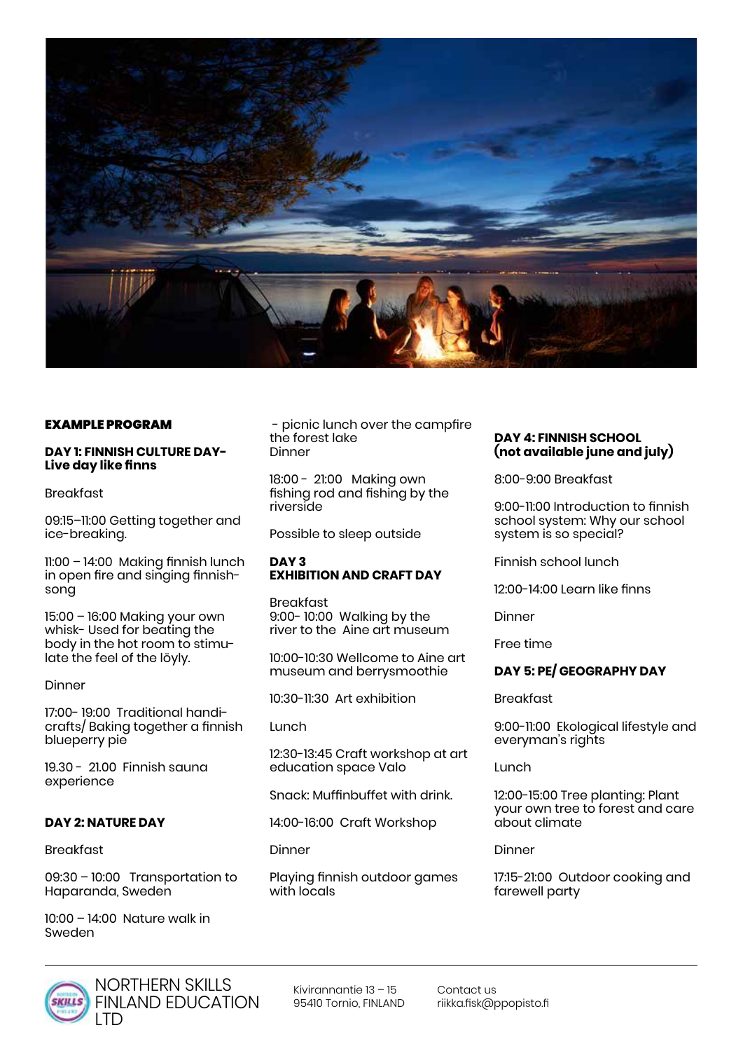**EXAMPLE PROGRAM**

**DAY 1: FINNISH CULTURE DAY- Live day like finns**

Breakfast

09:15–11:00 Getting together and ice-breaking.

11:00 – 14:00 Making finnish lunch in open fire and singing finnish-song

15:00 – 16:00 Making your own whisk- Used for beating the body in the hot room to stimulate the feel of the löyly.

Dinner

17:00- 19:00 Traditional handicrafts/ Baking together a finnish blueperry pie

19.30 - 21.00 Finnish sauna experience

**DAY 2: NATURE DAY**

Breakfast

09:30 – 10:00 Transportation to Haparanda, Sweden

10:00 – 14:00 Nature walk in Sweden

- picnic lunch over the campfire the forest lake

Dinner

18:00 - 21:00 Making own fishing rod and fishing by the riverside

Possible to sleep outside

**DAY 3 EXHIBITION AND CRAFT DAY**

Breakfast

9:00- 10:00 Walking by the river to the Aine art museum

10:00-10:30 Wellcome to Aine art museum and berrysmoothie

10:30-11:30 Art exhibition

Lunch

12:30-13:45 Craft workshop at art education space Valo

Snack: Muffinbuffet with drink.

14:00-16:00 Craft Workshop

Dinner

Playing finnish outdoor games with locals

**DAY 4: FINNISH SCHOOL (not available june and july)**

8:00-9:00 Breakfast

9:00-11:00 Introduction to finnish school system: Why our school system is so special?

Finnish school lunch

12:00-14:00 Learn like finns

Dinner

Free time

**DAY 5: PE/ GEOGRAPHY DAY**

Breakfast

9:00-11:00 Ekological lifestyle and everyman's rights

Lunch

12:00-15:00 Tree planting: Plant your own tree to forest and care about climate

Dinner

17:15-21:00 Outdoor cooking and farewell party

NORTHERN SKILLS FINLAND EDUCATION LTD

Kivirannantie 13 – 15
95410 Tornio, FINLAND

Contact us
riikka.fisk@ppopisto.fi